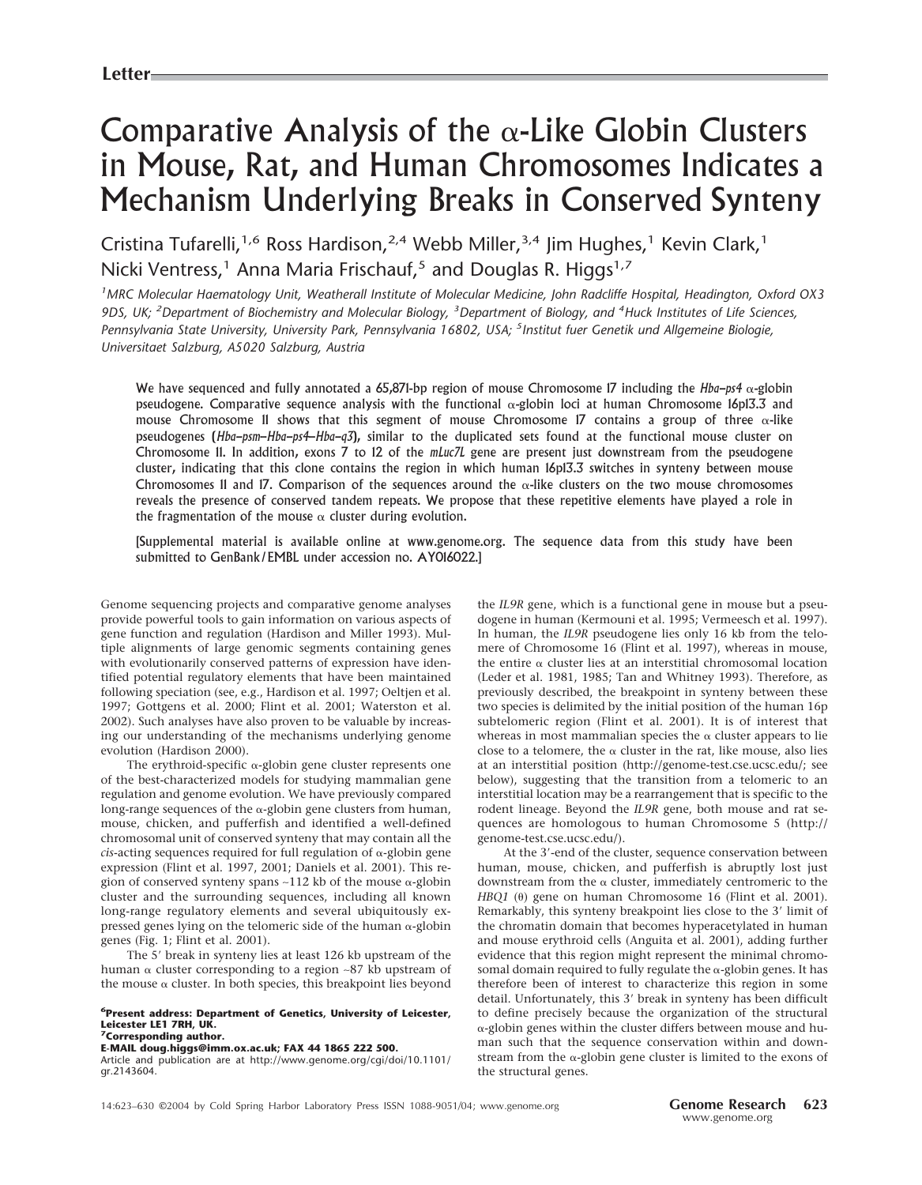Letter

# Comparative Analysis of the α-Like Globin Clusters in Mouse, Rat, and Human Chromosomes Indicates a Mechanism Underlying Breaks in Conserved Synteny

Cristina Tufarelli,[1,6] Ross Hardison,[2,4] Webb Miller,[3,4] Jim Hughes,[1] Kevin Clark,[1] Nicki Ventress,[1] Anna Maria Frischauf,[5] and Douglas R. Higgs[1,7]

[1]*MRC Molecular Haematology Unit, Weatherall Institute of Molecular Medicine, John Radcliffe Hospital, Headington, Oxford OX3 9DS, UK;* [2]*Department of Biochemistry and Molecular Biology,* [3]*Department of Biology, and* [4]*Huck Institutes of Life Sciences, Pennsylvania State University, University Park, Pennsylvania 16802, USA;* [5]*Institut fuer Genetik und Allgemeine Biologie, Universitaet Salzburg, A5020 Salzburg, Austria*

We have sequenced and fully annotated a 65,871-bp region of mouse Chromosome 17 including the *Hba-ps4* α-globin pseudogene. Comparative sequence analysis with the functional α-globin loci at human Chromosome 16p13.3 and mouse Chromosome 11 shows that this segment of mouse Chromosome 17 contains a group of three α-like pseudogenes (*Hba-psm–Hba-ps4–Hba-q3*), similar to the duplicated sets found at the functional mouse cluster on Chromosome 11. In addition, exons 7 to 12 of the *mLuc7L* gene are present just downstream from the pseudogene cluster, indicating that this clone contains the region in which human 16p13.3 switches in synteny between mouse Chromosomes 11 and 17. Comparison of the sequences around the α-like clusters on the two mouse chromosomes reveals the presence of conserved tandem repeats. We propose that these repetitive elements have played a role in the fragmentation of the mouse α cluster during evolution.

[Supplemental material is available online at www.genome.org. The sequence data from this study have been submitted to GenBank/EMBL under accession no. AY016022.]

Genome sequencing projects and comparative genome analyses provide powerful tools to gain information on various aspects of gene function and regulation (Hardison and Miller 1993). Multiple alignments of large genomic segments containing genes with evolutionarily conserved patterns of expression have identified potential regulatory elements that have been maintained following speciation (see, e.g., Hardison et al. 1997; Oeltjen et al. 1997; Gottgens et al. 2000; Flint et al. 2001; Waterston et al. 2002). Such analyses have also proven to be valuable by increasing our understanding of the mechanisms underlying genome evolution (Hardison 2000).

The erythroid-specific α-globin gene cluster represents one of the best-characterized models for studying mammalian gene regulation and genome evolution. We have previously compared long-range sequences of the α-globin gene clusters from human, mouse, chicken, and pufferfish and identified a well-defined chromosomal unit of conserved synteny that may contain all the *cis*-acting sequences required for full regulation of α-globin gene expression (Flint et al. 1997, 2001; Daniels et al. 2001). This region of conserved synteny spans ~112 kb of the mouse α-globin cluster and the surrounding sequences, including all known long-range regulatory elements and several ubiquitously expressed genes lying on the telomeric side of the human α-globin genes (Fig. 1; Flint et al. 2001).

The 5′ break in synteny lies at least 126 kb upstream of the human α cluster corresponding to a region ~87 kb upstream of the mouse α cluster. In both species, this breakpoint lies beyond the *IL9R* gene, which is a functional gene in mouse but a pseudogene in human (Kermouni et al. 1995; Vermeesch et al. 1997). In human, the *IL9R* pseudogene lies only 16 kb from the telomere of Chromosome 16 (Flint et al. 1997), whereas in mouse, the entire α cluster lies at an interstitial chromosomal location (Leder et al. 1981, 1985; Tan and Whitney 1993). Therefore, as previously described, the breakpoint in synteny between these two species is delimited by the initial position of the human 16p subtelomeric region (Flint et al. 2001). It is of interest that whereas in most mammalian species the α cluster appears to lie close to a telomere, the α cluster in the rat, like mouse, also lies at an interstitial position (http://genome-test.cse.ucsc.edu/; see below), suggesting that the transition from a telomeric to an interstitial location may be a rearrangement that is specific to the rodent lineage. Beyond the *IL9R* gene, both mouse and rat sequences are homologous to human Chromosome 5 (http://genome-test.cse.ucsc.edu/).

At the 3′-end of the cluster, sequence conservation between human, mouse, chicken, and pufferfish is abruptly lost just downstream from the α cluster, immediately centromeric to the *HBQ1* (θ) gene on human Chromosome 16 (Flint et al. 2001). Remarkably, this synteny breakpoint lies close to the 3′ limit of the chromatin domain that becomes hyperacetylated in human and mouse erythroid cells (Anguita et al. 2001), adding further evidence that this region might represent the minimal chromosomal domain required to fully regulate the α-globin genes. It has therefore been of interest to characterize this region in some detail. Unfortunately, this 3′ break in synteny has been difficult to define precisely because the organization of the structural α-globin genes within the cluster differs between mouse and human such that the sequence conservation within and downstream from the α-globin gene cluster is limited to the exons of the structural genes.

[6]**Present address: Department of Genetics, University of Leicester, Leicester LE1 7RH, UK.**
[7]**Corresponding author.**
**E-MAIL doug.higgs@imm.ox.ac.uk; FAX 44 1865 222 500.**
Article and publication are at http://www.genome.org/cgi/doi/10.1101/gr.2143604.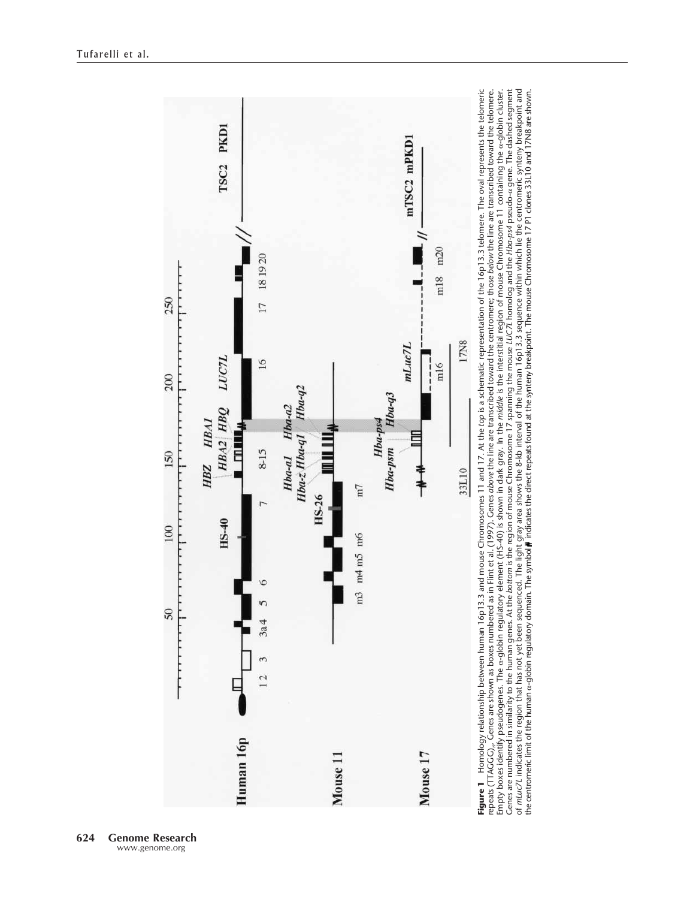**Figure 1** Homology relationship between human 16p13.3 and mouse Chromosomes 11 and 17. At the *top* is a schematic representation of the 16p13.3 telomere. The oval represents the telomeric repeats (TTAGGG)$_n$. Genes are shown as boxes numbered as in Flint et al. (1997). Genes *above* the line are transcribed toward the centromere; those *below* the line are transcribed toward the telomere. Empty boxes identify pseudogenes. The α-globin regulatory element (HS-40) is shown in dark gray. In the *middle* is the interstitial region of mouse Chromosome 11 containing the α-globin cluster. Genes are numbered in similarity to the human genes. At the *bottom* is the region of mouse Chromosome 17 spanning the mouse *LUC7L* homolog and the *Hba-ps4* pseudo-α gene. The dashed segment of *mLuc7L* indicates the region that has not yet been sequenced. The light gray area shows the 8-kb interval of the human 16p13.3 sequence within which lie the centromeric synteny breakpoint and the centromeric limit of the human α-globin regulatory domain. The symbol indicates the direct repeats found at the synteny breakpoint. The mouse Chromosome 17 P1 clones 33L10 and 17N8 are shown.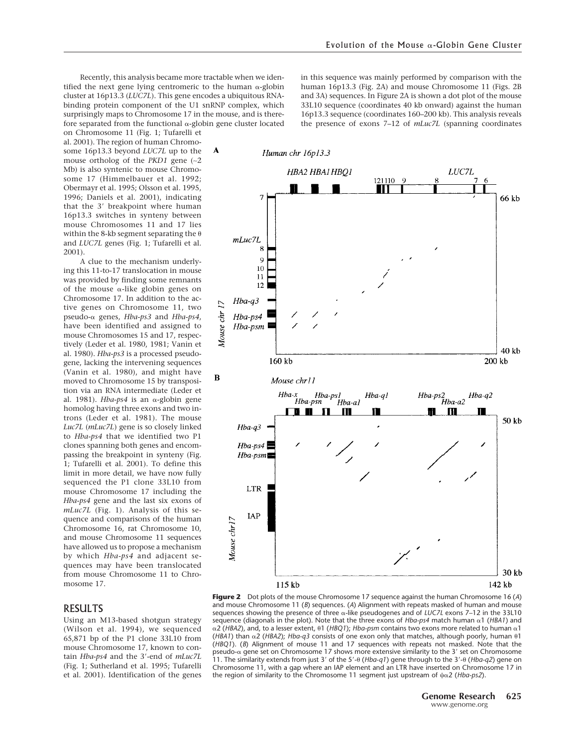Recently, this analysis became more tractable when we identified the next gene lying centromeric to the human α-globin cluster at 16p13.3 (*LUC7L*). This gene encodes a ubiquitous RNA-binding protein component of the U1 snRNP complex, which surprisingly maps to Chromosome 17 in the mouse, and is therefore separated from the functional α-globin gene cluster located on Chromosome 11 (Fig. 1; Tufarelli et al. 2001). The region of human Chromosome 16p13.3 beyond *LUC7L* up to the mouse ortholog of the *PKD1* gene (~2 Mb) is also syntenic to mouse Chromosome 17 (Himmelbauer et al. 1992; Obermayr et al. 1995; Olsson et al. 1995, 1996; Daniels et al. 2001), indicating that the 3′ breakpoint where human 16p13.3 switches in synteny between mouse Chromosomes 11 and 17 lies within the 8-kb segment separating the θ and *LUC7L* genes (Fig. 1; Tufarelli et al. 2001).

A clue to the mechanism underlying this 11-to-17 translocation in mouse was provided by finding some remnants of the mouse α-like globin genes on Chromosome 17. In addition to the active genes on Chromosome 11, two pseudo-α genes, *Hba-ps3* and *Hba-ps4*, have been identified and assigned to mouse Chromosomes 15 and 17, respectively (Leder et al. 1980, 1981; Vanin et al. 1980). *Hba-ps3* is a processed pseudogene, lacking the intervening sequences (Vanin et al. 1980), and might have moved to Chromosome 15 by transposition via an RNA intermediate (Leder et al. 1981). *Hba-ps4* is an α-globin gene homolog having three exons and two introns (Leder et al. 1981). The mouse *Luc7L* (*mLuc7L*) gene is so closely linked to *Hba-ps4* that we identified two P1 clones spanning both genes and encompassing the breakpoint in synteny (Fig. 1; Tufarelli et al. 2001). To define this limit in more detail, we have now fully sequenced the P1 clone 33L10 from mouse Chromosome 17 including the *Hba-ps4* gene and the last six exons of *mLuc7L* (Fig. 1). Analysis of this sequence and comparisons of the human Chromosome 16, rat Chromosome 10, and mouse Chromosome 11 sequences have allowed us to propose a mechanism by which *Hba-ps4* and adjacent sequences may have been translocated from mouse Chromosome 11 to Chromosome 17.

## RESULTS

Using an M13-based shotgun strategy (Wilson et al. 1994), we sequenced 65,871 bp of the P1 clone 33L10 from mouse Chromosome 17, known to contain *Hba-ps4* and the 3′-end of *mLuc7L* (Fig. 1; Sutherland et al. 1995; Tufarelli et al. 2001). Identification of the genes in this sequence was mainly performed by comparison with the human 16p13.3 (Fig. 2A) and mouse Chromosome 11 (Figs. 2B and 3A) sequences. In Figure 2A is shown a dot plot of the mouse 33L10 sequence (coordinates 40 kb onward) against the human 16p13.3 sequence (coordinates 160–200 kb). This analysis reveals the presence of exons 7–12 of *mLuc7L* (spanning coordinates

**Figure 2** Dot plots of the mouse Chromosome 17 sequence against the human Chromosome 16 (*A*) and mouse Chromosome 11 (*B*) sequences. (*A*) Alignment with repeats masked of human and mouse sequences showing the presence of three α-like pseudogenes and of *LUC7L* exons 7–12 in the 33L10 sequence (diagonals in the plot). Note that the three exons of *Hba-ps4* match human α1 (*HBA1*) and α2 (*HBA2*), and, to a lesser extent, θ1 (*HBQ1*); *Hba-psm* contains two exons more related to human α1 (*HBA1*) than α2 (*HBA2*); *Hba-q3* consists of one exon only that matches, although poorly, human θ1 (*HBQ1*). (*B*) Alignment of mouse 11 and 17 sequences with repeats not masked. Note that the pseudo-α gene set on Chromosome 17 shows more extensive similarity to the 3′ set on Chromosome 11. The similarity extends from just 3′ of the 5′-θ (*Hba-q1*) gene through to the 3′-θ (*Hba-q2*) gene on Chromosome 11, with a gap where an IAP element and an LTR have inserted on Chromosome 17 in the region of similarity to the Chromosome 11 segment just upstream of ψα2 (*Hba-ps2*).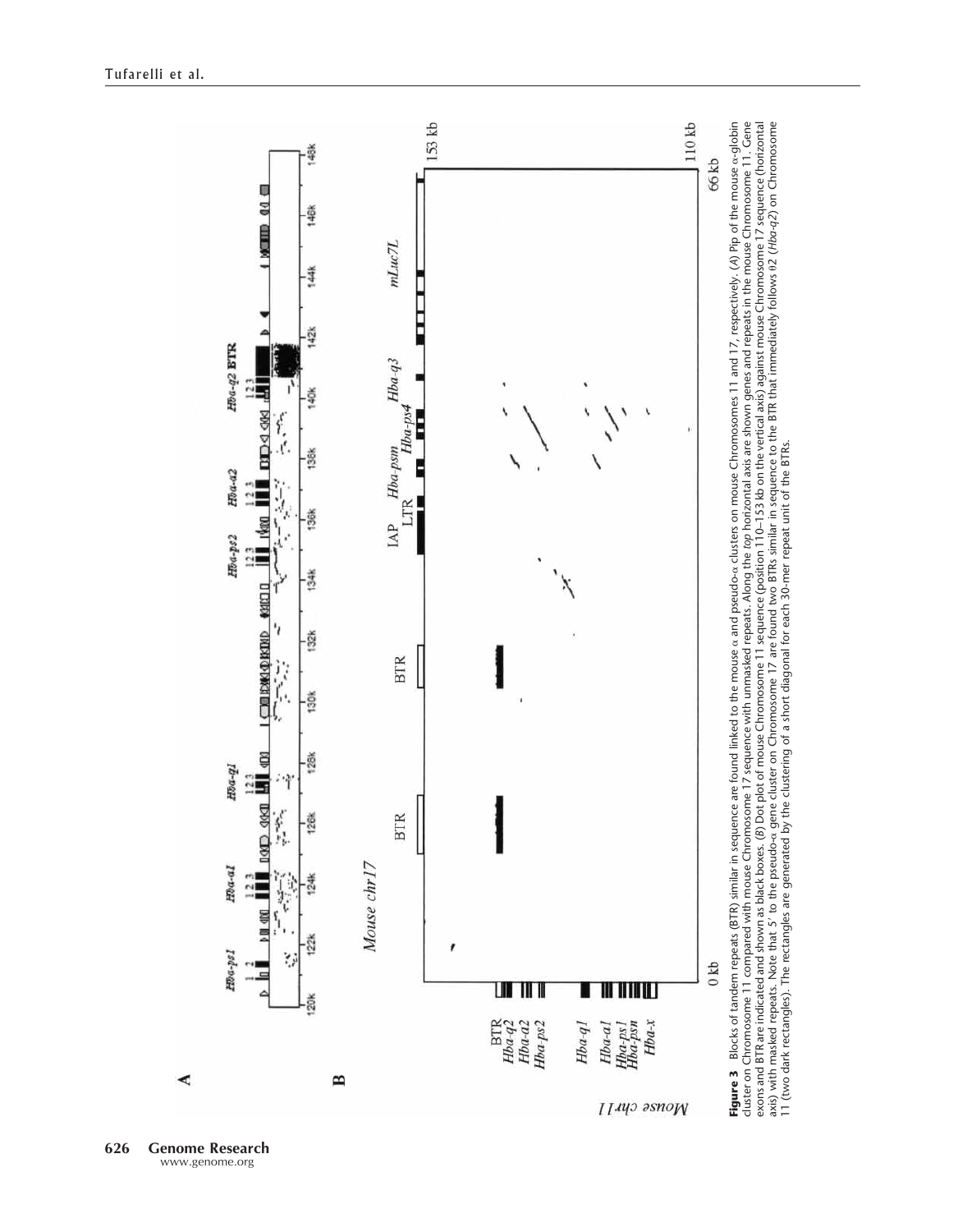**Figure 3** Blocks of tandem repeats (BTR) similar in sequence are found linked to the mouse α and pseudo-α clusters on mouse Chromosomes 11 and 17, respectively. (*A*) Pip of the mouse α-globin cluster on Chromosome 11 compared with mouse Chromosome 17 sequence with unmasked repeats. Along the *top* horizontal axis are shown genes and repeats in the mouse Chromosome 11. Gene exons and BTR are indicated and shown as black boxes. (*B*) Dot plot of mouse Chromosome 11 sequence (position 110–153 kb on the vertical axis) against mouse Chromosome 17 sequence (horizontal axis) with masked repeats. Note that 5′ to the pseudo-α gene cluster on Chromosome 17 are found two BTRs similar in sequence to the BTR that immediately follows θ2 (*Hba-q2*) on Chromosome 11 (two dark rectangles). The rectangles are generated by the clustering of a short diagonal for each 30-mer repeat unit of the BTRs.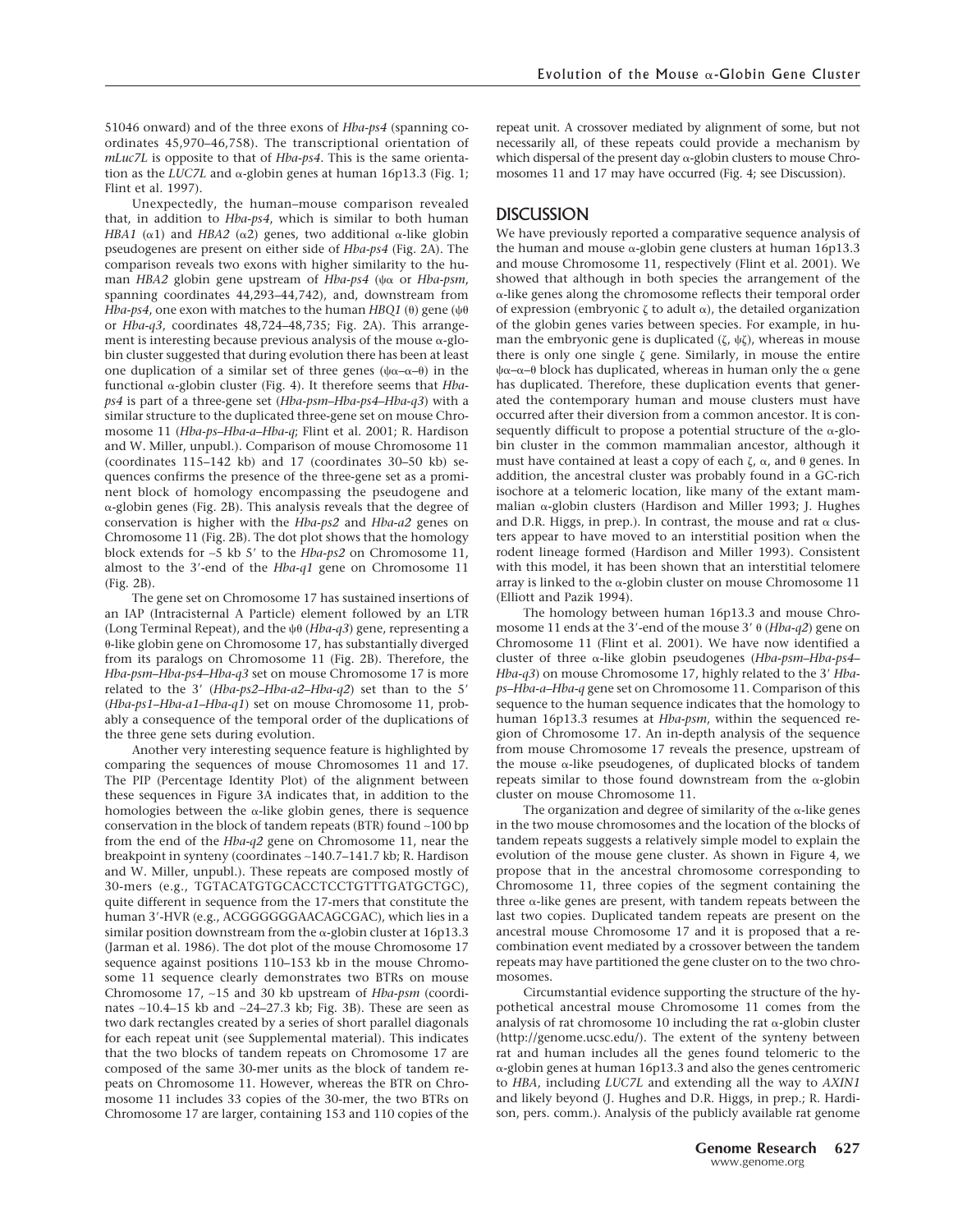51046 onward) and of the three exons of *Hba-ps4* (spanning coordinates 45,970–46,758). The transcriptional orientation of *mLuc7L* is opposite to that of *Hba-ps4*. This is the same orientation as the *LUC7L* and α-globin genes at human 16p13.3 (Fig. 1; Flint et al. 1997).

Unexpectedly, the human–mouse comparison revealed that, in addition to *Hba-ps4*, which is similar to both human *HBA1* (α1) and *HBA2* (α2) genes, two additional α-like globin pseudogenes are present on either side of *Hba-ps4* (Fig. 2A). The comparison reveals two exons with higher similarity to the human *HBA2* globin gene upstream of *Hba-ps4* (ψα or *Hba-psm*, spanning coordinates 44,293–44,742), and, downstream from *Hba-ps4*, one exon with matches to the human *HBQ1* (θ) gene (ψθ or *Hba-q3*, coordinates 48,724–48,735; Fig. 2A). This arrangement is interesting because previous analysis of the mouse α-globin cluster suggested that during evolution there has been at least one duplication of a similar set of three genes (ψα–α–θ) in the functional α-globin cluster (Fig. 4). It therefore seems that *Hba-ps4* is part of a three-gene set (*Hba-psm–Hba-ps4–Hba-q3*) with a similar structure to the duplicated three-gene set on mouse Chromosome 11 (*Hba-ps–Hba-a–Hba-q*; Flint et al. 2001; R. Hardison and W. Miller, unpubl.). Comparison of mouse Chromosome 11 (coordinates 115–142 kb) and 17 (coordinates 30–50 kb) sequences confirms the presence of the three-gene set as a prominent block of homology encompassing the pseudogene and α-globin genes (Fig. 2B). This analysis reveals that the degree of conservation is higher with the *Hba-ps2* and *Hba-a2* genes on Chromosome 11 (Fig. 2B). The dot plot shows that the homology block extends for ~5 kb 5′ to the *Hba-ps2* on Chromosome 11, almost to the 3′-end of the *Hba-q1* gene on Chromosome 11 (Fig. 2B).

The gene set on Chromosome 17 has sustained insertions of an IAP (Intracisternal A Particle) element followed by an LTR (Long Terminal Repeat), and the ψθ (*Hba-q3*) gene, representing a θ-like globin gene on Chromosome 17, has substantially diverged from its paralogs on Chromosome 11 (Fig. 2B). Therefore, the *Hba-psm–Hba-ps4–Hba-q3* set on mouse Chromosome 17 is more related to the 3′ (*Hba-ps2–Hba-a2–Hba-q2*) set than to the 5′ (*Hba-ps1–Hba-a1–Hba-q1*) set on mouse Chromosome 11, probably a consequence of the temporal order of the duplications of the three gene sets during evolution.

Another very interesting sequence feature is highlighted by comparing the sequences of mouse Chromosomes 11 and 17. The PIP (Percentage Identity Plot) of the alignment between these sequences in Figure 3A indicates that, in addition to the homologies between the α-like globin genes, there is sequence conservation in the block of tandem repeats (BTR) found ~100 bp from the end of the *Hba-q2* gene on Chromosome 11, near the breakpoint in synteny (coordinates ~140.7–141.7 kb; R. Hardison and W. Miller, unpubl.). These repeats are composed mostly of 30-mers (e.g., TGTACATGTGCACCTCCTGTTTGATGCTGC), quite different in sequence from the 17-mers that constitute the human 3′-HVR (e.g., ACGGGGGGAACAGCGAC), which lies in a similar position downstream from the α-globin cluster at 16p13.3 (Jarman et al. 1986). The dot plot of the mouse Chromosome 17 sequence against positions 110–153 kb in the mouse Chromosome 11 sequence clearly demonstrates two BTRs on mouse Chromosome 17, ~15 and 30 kb upstream of *Hba-psm* (coordinates ~10.4–15 kb and ~24–27.3 kb; Fig. 3B). These are seen as two dark rectangles created by a series of short parallel diagonals for each repeat unit (see Supplemental material). This indicates that the two blocks of tandem repeats on Chromosome 17 are composed of the same 30-mer units as the block of tandem repeats on Chromosome 11. However, whereas the BTR on Chromosome 11 includes 33 copies of the 30-mer, the two BTRs on Chromosome 17 are larger, containing 153 and 110 copies of the repeat unit. A crossover mediated by alignment of some, but not necessarily all, of these repeats could provide a mechanism by which dispersal of the present day α-globin clusters to mouse Chromosomes 11 and 17 may have occurred (Fig. 4; see Discussion).

## DISCUSSION

We have previously reported a comparative sequence analysis of the human and mouse α-globin gene clusters at human 16p13.3 and mouse Chromosome 11, respectively (Flint et al. 2001). We showed that although in both species the arrangement of the α-like genes along the chromosome reflects their temporal order of expression (embryonic ζ to adult α), the detailed organization of the globin genes varies between species. For example, in human the embryonic gene is duplicated (ζ, ψζ), whereas in mouse there is only one single ζ gene. Similarly, in mouse the entire ψα–α–θ block has duplicated, whereas in human only the α gene has duplicated. Therefore, these duplication events that generated the contemporary human and mouse clusters must have occurred after their diversion from a common ancestor. It is consequently difficult to propose a potential structure of the α-globin cluster in the common mammalian ancestor, although it must have contained at least a copy of each ζ, α, and θ genes. In addition, the ancestral cluster was probably found in a GC-rich isochore at a telomeric location, like many of the extant mammalian α-globin clusters (Hardison and Miller 1993; J. Hughes and D.R. Higgs, in prep.). In contrast, the mouse and rat α clusters appear to have moved to an interstitial position when the rodent lineage formed (Hardison and Miller 1993). Consistent with this model, it has been shown that an interstitial telomere array is linked to the α-globin cluster on mouse Chromosome 11 (Elliott and Pazik 1994).

The homology between human 16p13.3 and mouse Chromosome 11 ends at the 3′-end of the mouse 3′ θ (*Hba-q2*) gene on Chromosome 11 (Flint et al. 2001). We have now identified a cluster of three α-like globin pseudogenes (*Hba-psm–Hba-ps4–Hba-q3*) on mouse Chromosome 17, highly related to the 3′ *Hba-ps–Hba-a–Hba-q* gene set on Chromosome 11. Comparison of this sequence to the human sequence indicates that the homology to human 16p13.3 resumes at *Hba-psm*, within the sequenced region of Chromosome 17. An in-depth analysis of the sequence from mouse Chromosome 17 reveals the presence, upstream of the mouse α-like pseudogenes, of duplicated blocks of tandem repeats similar to those found downstream from the α-globin cluster on mouse Chromosome 11.

The organization and degree of similarity of the α-like genes in the two mouse chromosomes and the location of the blocks of tandem repeats suggests a relatively simple model to explain the evolution of the mouse gene cluster. As shown in Figure 4, we propose that in the ancestral chromosome corresponding to Chromosome 11, three copies of the segment containing the three α-like genes are present, with tandem repeats between the last two copies. Duplicated tandem repeats are present on the ancestral mouse Chromosome 17 and it is proposed that a recombination event mediated by a crossover between the tandem repeats may have partitioned the gene cluster on to the two chromosomes.

Circumstantial evidence supporting the structure of the hypothetical ancestral mouse Chromosome 11 comes from the analysis of rat chromosome 10 including the rat α-globin cluster (http://genome.ucsc.edu/). The extent of the synteny between rat and human includes all the genes found telomeric to the α-globin genes at human 16p13.3 and also the genes centromeric to *HBA*, including *LUC7L* and extending all the way to *AXIN1* and likely beyond (J. Hughes and D.R. Higgs, in prep.; R. Hardison, pers. comm.). Analysis of the publicly available rat genome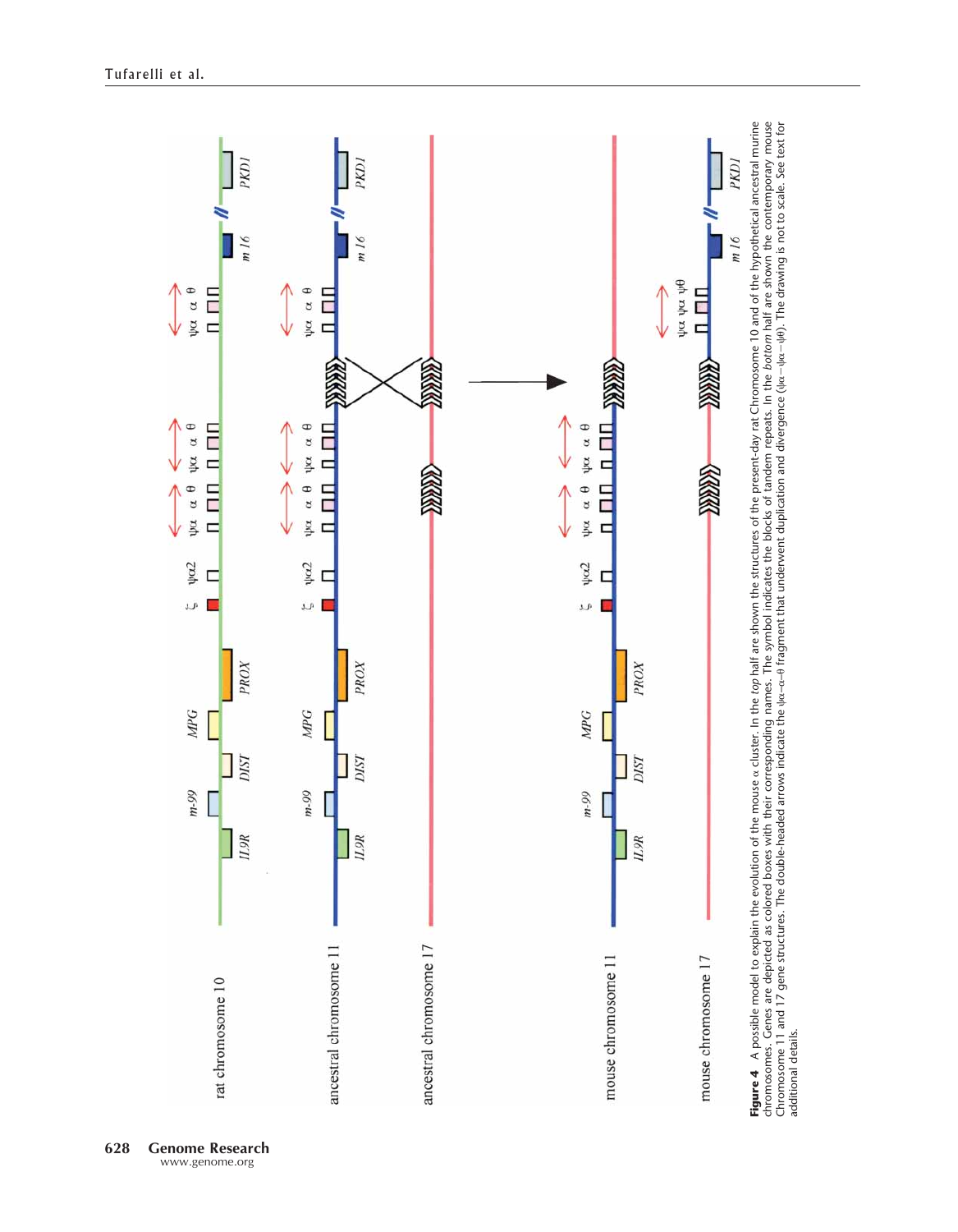**Figure 4** A possible model to explain the evolution of the mouse α cluster. In the *top* half are shown the structures of the present-day rat Chromosome 10 and of the hypothetical ancestral murine chromosomes. Genes are depicted as colored boxes with their corresponding names. The symbol indicates the blocks of tandem repeats. In the *bottom* half are shown the contemporary mouse Chromosome 11 and 17 gene structures. The double-headed arrows indicate the ψα–α–θ fragment that underwent duplication and divergence (ψα–ψα–ψθ). The drawing is not to scale. See text for additional details.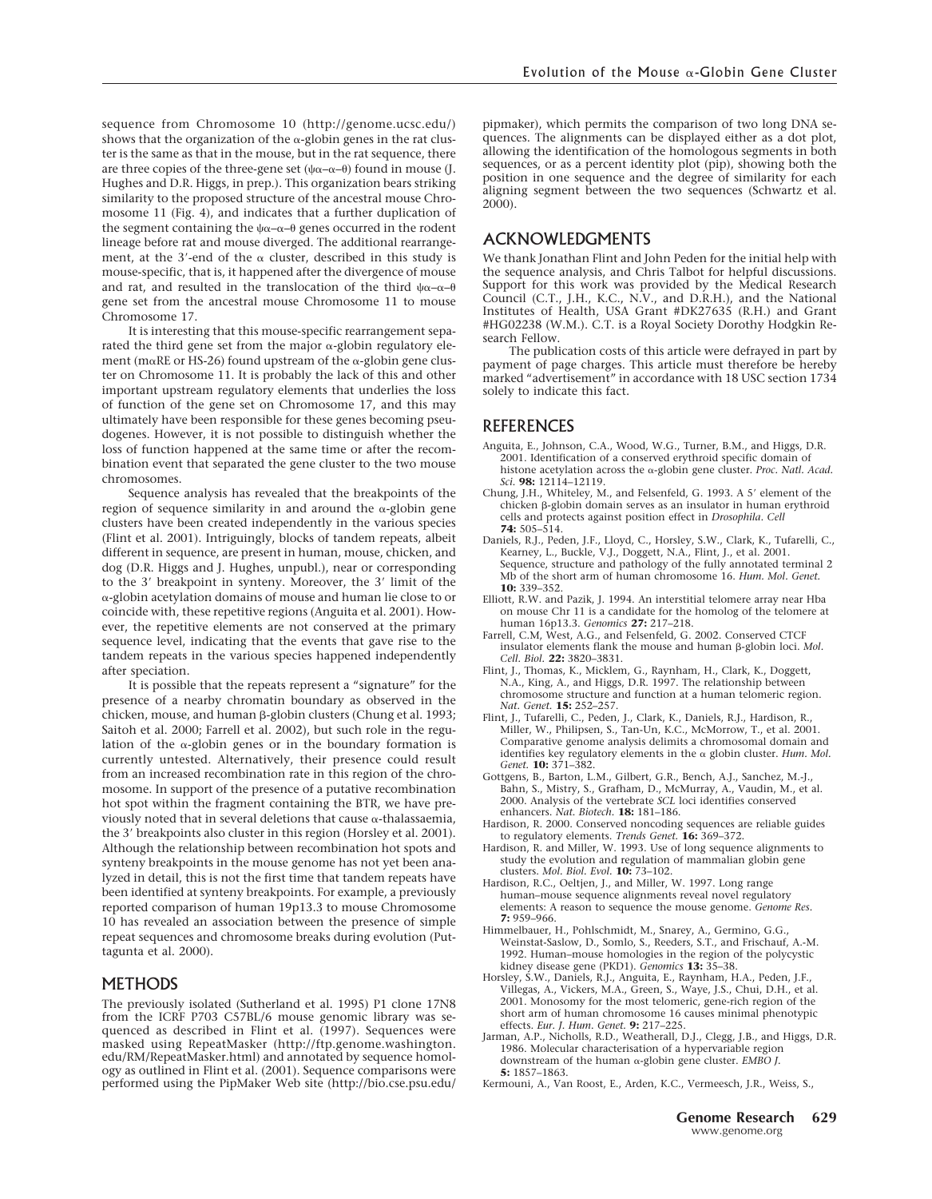sequence from Chromosome 10 (http://genome.ucsc.edu/) shows that the organization of the α-globin genes in the rat cluster is the same as that in the mouse, but in the rat sequence, there are three copies of the three-gene set (ψα–α–θ) found in mouse (J. Hughes and D.R. Higgs, in prep.). This organization bears striking similarity to the proposed structure of the ancestral mouse Chromosome 11 (Fig. 4), and indicates that a further duplication of the segment containing the ψα–α–θ genes occurred in the rodent lineage before rat and mouse diverged. The additional rearrangement, at the 3′-end of the α cluster, described in this study is mouse-specific, that is, it happened after the divergence of mouse and rat, and resulted in the translocation of the third ψα–α–θ gene set from the ancestral mouse Chromosome 11 to mouse Chromosome 17.

It is interesting that this mouse-specific rearrangement separated the third gene set from the major α-globin regulatory element (mαRE or HS-26) found upstream of the α-globin gene cluster on Chromosome 11. It is probably the lack of this and other important upstream regulatory elements that underlies the loss of function of the gene set on Chromosome 17, and this may ultimately have been responsible for these genes becoming pseudogenes. However, it is not possible to distinguish whether the loss of function happened at the same time or after the recombination event that separated the gene cluster to the two mouse chromosomes.

Sequence analysis has revealed that the breakpoints of the region of sequence similarity in and around the α-globin gene clusters have been created independently in the various species (Flint et al. 2001). Intriguingly, blocks of tandem repeats, albeit different in sequence, are present in human, mouse, chicken, and dog (D.R. Higgs and J. Hughes, unpubl.), near or corresponding to the 3′ breakpoint in synteny. Moreover, the 3′ limit of the α-globin acetylation domains of mouse and human lie close to or coincide with, these repetitive regions (Anguita et al. 2001). However, the repetitive elements are not conserved at the primary sequence level, indicating that the events that gave rise to the tandem repeats in the various species happened independently after speciation.

It is possible that the repeats represent a "signature" for the presence of a nearby chromatin boundary as observed in the chicken, mouse, and human β-globin clusters (Chung et al. 1993; Saitoh et al. 2000; Farrell et al. 2002), but such role in the regulation of the α-globin genes or in the boundary formation is currently untested. Alternatively, their presence could result from an increased recombination rate in this region of the chromosome. In support of the presence of a putative recombination hot spot within the fragment containing the BTR, we have previously noted that in several deletions that cause α-thalassaemia, the 3′ breakpoints also cluster in this region (Horsley et al. 2001). Although the relationship between recombination hot spots and synteny breakpoints in the mouse genome has not yet been analyzed in detail, this is not the first time that tandem repeats have been identified at synteny breakpoints. For example, a previously reported comparison of human 19p13.3 to mouse Chromosome 10 has revealed an association between the presence of simple repeat sequences and chromosome breaks during evolution (Puttagunta et al. 2000).

## METHODS

The previously isolated (Sutherland et al. 1995) P1 clone 17N8 from the ICRF P703 C57BL/6 mouse genomic library was sequenced as described in Flint et al. (1997). Sequences were masked using RepeatMasker (http://ftp.genome.washington.edu/RM/RepeatMasker.html) and annotated by sequence homology as outlined in Flint et al. (2001). Sequence comparisons were performed using the PipMaker Web site (http://bio.cse.psu.edu/pipmaker), which permits the comparison of two long DNA sequences. The alignments can be displayed either as a dot plot, allowing the identification of the homologous segments in both sequences, or as a percent identity plot (pip), showing both the position in one sequence and the degree of similarity for each aligning segment between the two sequences (Schwartz et al. 2000).

## ACKNOWLEDGMENTS

We thank Jonathan Flint and John Peden for the initial help with the sequence analysis, and Chris Talbot for helpful discussions. Support for this work was provided by the Medical Research Council (C.T., J.H., K.C., N.V., and D.R.H.), and the National Institutes of Health, USA Grant #DK27635 (R.H.) and Grant #HG02238 (W.M.). C.T. is a Royal Society Dorothy Hodgkin Research Fellow.

The publication costs of this article were defrayed in part by payment of page charges. This article must therefore be hereby marked "advertisement" in accordance with 18 USC section 1734 solely to indicate this fact.

## REFERENCES

Anguita, E., Johnson, C.A., Wood, W.G., Turner, B.M., and Higgs, D.R. 2001. Identification of a conserved erythroid specific domain of histone acetylation across the α-globin gene cluster. *Proc. Natl. Acad. Sci.* **98:** 12114–12119.

Chung, J.H., Whiteley, M., and Felsenfeld, G. 1993. A 5′ element of the chicken β-globin domain serves as an insulator in human erythroid cells and protects against position effect in *Drosophila*. *Cell* **74:** 505–514.

Daniels, R.J., Peden, J.F., Lloyd, C., Horsley, S.W., Clark, K., Tufarelli, C., Kearney, L., Buckle, V.J., Doggett, N.A., Flint, J., et al. 2001. Sequence, structure and pathology of the fully annotated terminal 2 Mb of the short arm of human chromosome 16. *Hum. Mol. Genet.* **10:** 339–352.

Elliott, R.W. and Pazik, J. 1994. An interstitial telomere array near Hba on mouse Chr 11 is a candidate for the homolog of the telomere at human 16p13.3. *Genomics* **27:** 217–218.

Farrell, C.M, West, A.G., and Felsenfeld, G. 2002. Conserved CTCF insulator elements flank the mouse and human β-globin loci. *Mol. Cell. Biol.* **22:** 3820–3831.

Flint, J., Thomas, K., Micklem, G., Raynham, H., Clark, K., Doggett, N.A., King, A., and Higgs, D.R. 1997. The relationship between chromosome structure and function at a human telomeric region. *Nat. Genet.* **15:** 252–257.

Flint, J., Tufarelli, C., Peden, J., Clark, K., Daniels, R.J., Hardison, R., Miller, W., Philipsen, S., Tan-Un, K.C., McMorrow, T., et al. 2001. Comparative genome analysis delimits a chromosomal domain and identifies key regulatory elements in the α globin cluster. *Hum. Mol. Genet.* **10:** 371–382.

Gottgens, B., Barton, L.M., Gilbert, G.R., Bench, A.J., Sanchez, M.-J., Bahn, S., Mistry, S., Grafham, D., McMurray, A., Vaudin, M., et al. 2000. Analysis of the vertebrate *SCL* loci identifies conserved enhancers. *Nat. Biotech.* **18:** 181–186.

Hardison, R. 2000. Conserved noncoding sequences are reliable guides to regulatory elements. *Trends Genet.* **16:** 369–372.

Hardison, R. and Miller, W. 1993. Use of long sequence alignments to study the evolution and regulation of mammalian globin gene clusters. *Mol. Biol. Evol.* **10:** 73–102.

Hardison, R.C., Oeltjen, J., and Miller, W. 1997. Long range human–mouse sequence alignments reveal novel regulatory elements: A reason to sequence the mouse genome. *Genome Res.* **7:** 959–966.

Himmelbauer, H., Pohlschmidt, M., Snarey, A., Germino, G.G., Weinstat-Saslow, D., Somlo, S., Reeders, S.T., and Frischauf, A.-M. 1992. Human–mouse homologies in the region of the polycystic kidney disease gene (PKD1). *Genomics* **13:** 35–38.

Horsley, S.W., Daniels, R.J., Anguita, E., Raynham, H.A., Peden, J.F., Villegas, A., Vickers, M.A., Green, S., Waye, J.S., Chui, D.H., et al. 2001. Monosomy for the most telomeric, gene-rich region of the short arm of human chromosome 16 causes minimal phenotypic effects. *Eur. J. Hum. Genet.* **9:** 217–225.

Jarman, A.P., Nicholls, R.D., Weatherall, D.J., Clegg, J.B., and Higgs, D.R. 1986. Molecular characterisation of a hypervariable region downstream of the human α-globin gene cluster. *EMBO J.* **5:** 1857–1863.

Kermouni, A., Van Roost, E., Arden, K.C., Vermeesch, J.R., Weiss, S.,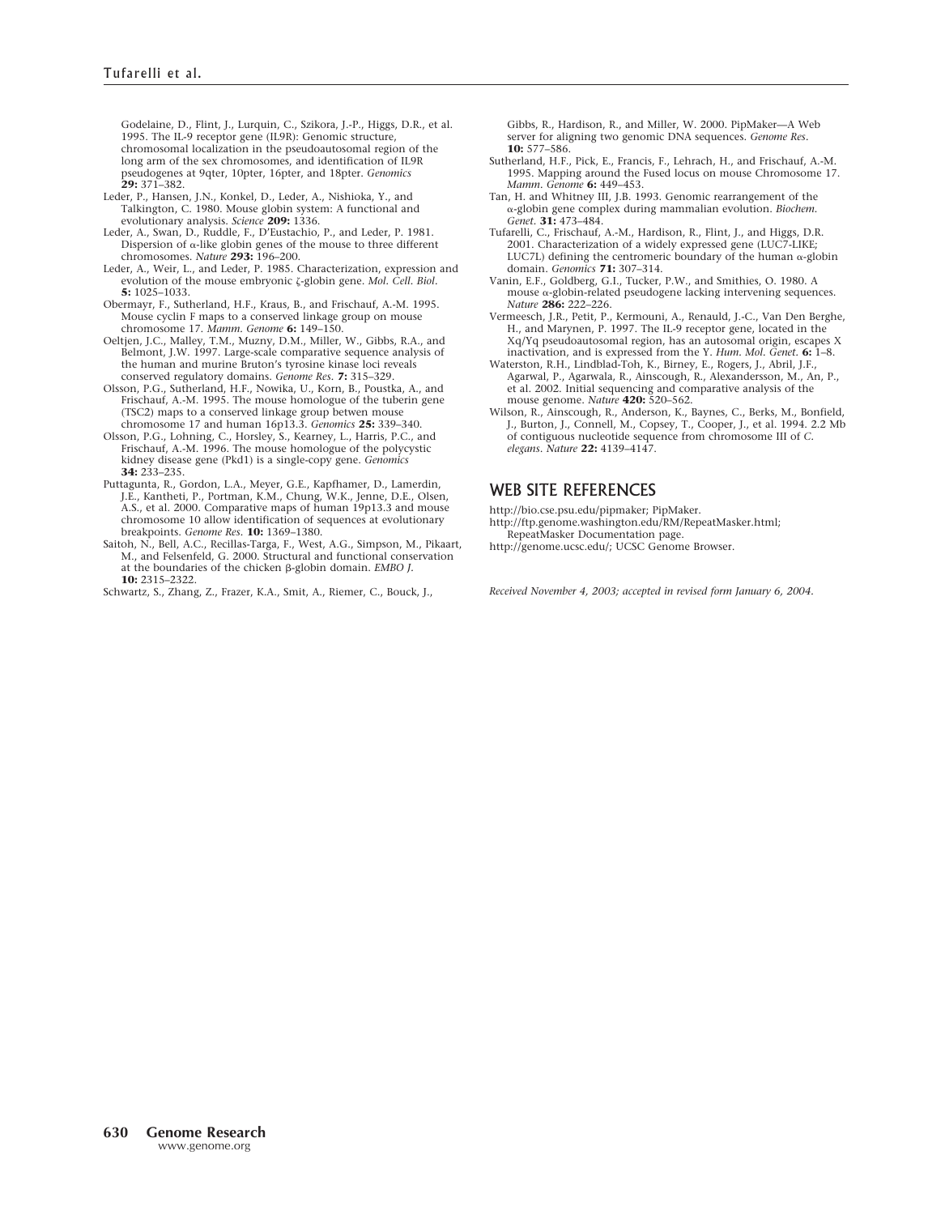Godelaine, D., Flint, J., Lurquin, C., Szikora, J.-P., Higgs, D.R., et al. 1995. The IL-9 receptor gene (IL9R): Genomic structure, chromosomal localization in the pseudoautosomal region of the long arm of the sex chromosomes, and identification of IL9R pseudogenes at 9qter, 10pter, 16pter, and 18pter. *Genomics* **29:** 371–382.

Leder, P., Hansen, J.N., Konkel, D., Leder, A., Nishioka, Y., and Talkington, C. 1980. Mouse globin system: A functional and evolutionary analysis. *Science* **209:** 1336.

Leder, A., Swan, D., Ruddle, F., D'Eustachio, P., and Leder, P. 1981. Dispersion of α-like globin genes of the mouse to three different chromosomes. *Nature* **293:** 196–200.

Leder, A., Weir, L., and Leder, P. 1985. Characterization, expression and evolution of the mouse embryonic ζ-globin gene. *Mol. Cell. Biol.* **5:** 1025–1033.

Obermayr, F., Sutherland, H.F., Kraus, B., and Frischauf, A.-M. 1995. Mouse cyclin F maps to a conserved linkage group on mouse chromosome 17. *Mamm. Genome* **6:** 149–150.

Oeltjen, J.C., Malley, T.M., Muzny, D.M., Miller, W., Gibbs, R.A., and Belmont, J.W. 1997. Large-scale comparative sequence analysis of the human and murine Bruton's tyrosine kinase loci reveals conserved regulatory domains. *Genome Res.* **7:** 315–329.

Olsson, P.G., Sutherland, H.F., Nowika, U., Korn, B., Poustka, A., and Frischauf, A.-M. 1995. The mouse homologue of the tuberin gene (TSC2) maps to a conserved linkage group betwen mouse chromosome 17 and human 16p13.3. *Genomics* **25:** 339–340.

Olsson, P.G., Lohning, C., Horsley, S., Kearney, L., Harris, P.C., and Frischauf, A.-M. 1996. The mouse homologue of the polycystic kidney disease gene (Pkd1) is a single-copy gene. *Genomics* **34:** 233–235.

Puttagunta, R., Gordon, L.A., Meyer, G.E., Kapfhamer, D., Lamerdin, J.E., Kantheti, P., Portman, K.M., Chung, W.K., Jenne, D.E., Olsen, A.S., et al. 2000. Comparative maps of human 19p13.3 and mouse chromosome 10 allow identification of sequences at evolutionary breakpoints. *Genome Res.* **10:** 1369–1380.

Saitoh, N., Bell, A.C., Recillas-Targa, F., West, A.G., Simpson, M., Pikaart, M., and Felsenfeld, G. 2000. Structural and functional conservation at the boundaries of the chicken β-globin domain. *EMBO J.* **10:** 2315–2322.

Schwartz, S., Zhang, Z., Frazer, K.A., Smit, A., Riemer, C., Bouck, J., Gibbs, R., Hardison, R., and Miller, W. 2000. PipMaker—A Web server for aligning two genomic DNA sequences. *Genome Res.* **10:** 577–586.

Sutherland, H.F., Pick, E., Francis, F., Lehrach, H., and Frischauf, A.-M. 1995. Mapping around the Fused locus on mouse Chromosome 17. *Mamm. Genome* **6:** 449–453.

Tan, H. and Whitney III, J.B. 1993. Genomic rearrangement of the α-globin gene complex during mammalian evolution. *Biochem. Genet.* **31:** 473–484.

Tufarelli, C., Frischauf, A.-M., Hardison, R., Flint, J., and Higgs, D.R. 2001. Characterization of a widely expressed gene (LUC7-LIKE; LUC7L) defining the centromeric boundary of the human α-globin domain. *Genomics* **71:** 307–314.

Vanin, E.F., Goldberg, G.I., Tucker, P.W., and Smithies, O. 1980. A mouse α-globin-related pseudogene lacking intervening sequences. *Nature* **286:** 222–226.

Vermeesch, J.R., Petit, P., Kermouni, A., Renauld, J.-C., Van Den Berghe, H., and Marynen, P. 1997. The IL-9 receptor gene, located in the Xq/Yq pseudoautosomal region, has an autosomal origin, escapes X inactivation, and is expressed from the Y. *Hum. Mol. Genet.* **6:** 1–8.

Waterston, R.H., Lindblad-Toh, K., Birney, E., Rogers, J., Abril, J.F., Agarwal, P., Agarwala, R., Ainscough, R., Alexandersson, M., An, P., et al. 2002. Initial sequencing and comparative analysis of the mouse genome. *Nature* **420:** 520–562.

Wilson, R., Ainscough, R., Anderson, K., Baynes, C., Berks, M., Bonfield, J., Burton, J., Connell, M., Copsey, T., Cooper, J., et al. 1994. 2.2 Mb of contiguous nucleotide sequence from chromosome III of *C. elegans*. *Nature* **22:** 4139–4147.

## WEB SITE REFERENCES

http://bio.cse.psu.edu/pipmaker; PipMaker.

http://ftp.genome.washington.edu/RM/RepeatMasker.html; RepeatMasker Documentation page.

http://genome.ucsc.edu/; UCSC Genome Browser.

*Received November 4, 2003; accepted in revised form January 6, 2004.*